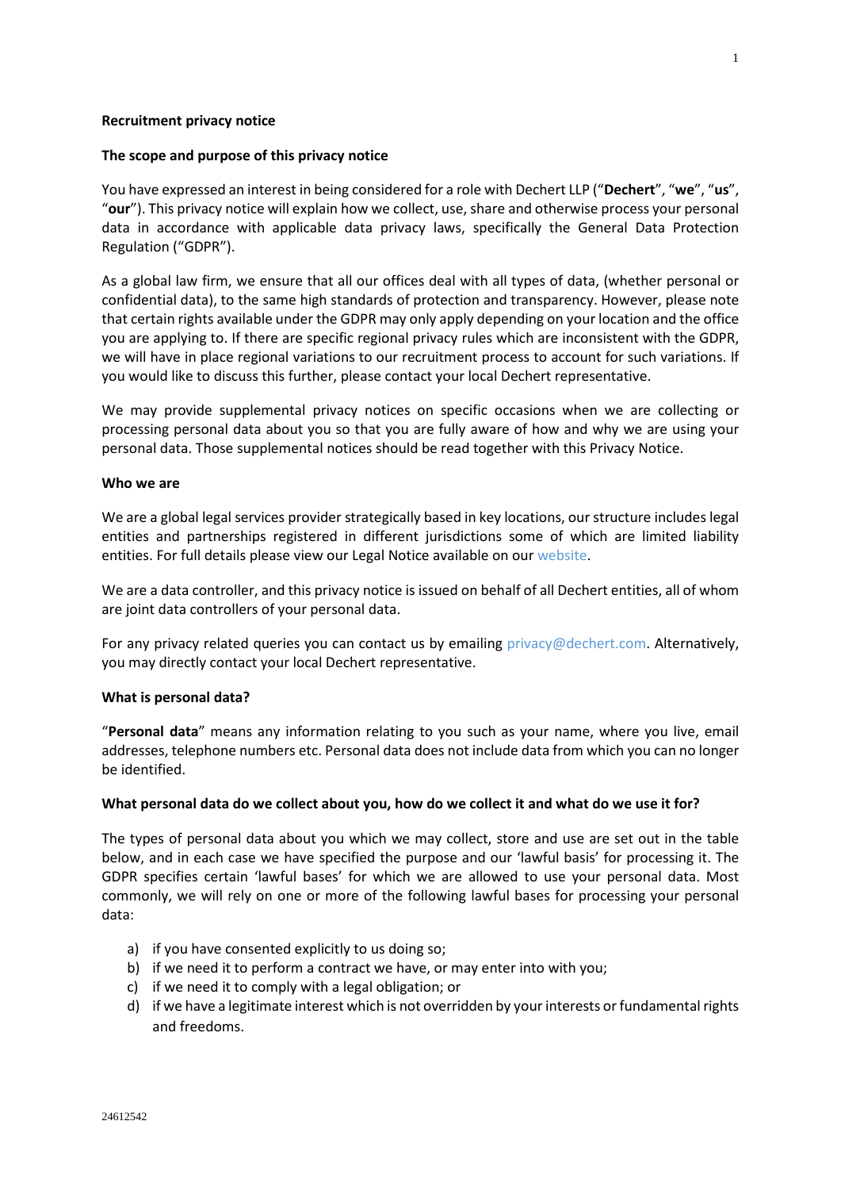**Recruitment privacy notice**

**The scope and purpose of this privacy notice**

You have expressed an interest in being considered for a role with Dechert LLP ("**Dechert**", "**we**", "**us**", "**our**"). This privacy notice will explain how we collect, use, share and otherwise process your personal data in accordance with applicable data privacy laws, specifically the General Data Protection Regulation ("GDPR").

As a global law firm, we ensure that all our offices deal with all types of data, (whether personal or confidential data), to the same high standards of protection and transparency. However, please note that certain rights available under the GDPR may only apply depending on your location and the office you are applying to. If there are specific regional privacy rules which are inconsistent with the GDPR, we will have in place regional variations to our recruitment process to account for such variations. If you would like to discuss this further, please contact your local Dechert representative.

We may provide supplemental privacy notices on specific occasions when we are collecting or processing personal data about you so that you are fully aware of how and why we are using your personal data. Those supplemental notices should be read together with this Privacy Notice.

**Who we are**

We are a global legal services provider strategically based in key locations, our structure includes legal entities and partnerships registered in different jurisdictions some of which are limited liability entities. For full details please view our Legal Notice available on our website.

We are a data controller, and this privacy notice is issued on behalf of all Dechert entities, all of whom are joint data controllers of your personal data.

For any privacy related queries you can contact us by emailing privacy@dechert.com. Alternatively, you may directly contact your local Dechert representative.

**What is personal data?**

"**Personal data**" means any information relating to you such as your name, where you live, email addresses, telephone numbers etc. Personal data does not include data from which you can no longer be identified.

**What personal data do we collect about you, how do we collect it and what do we use it for?**

The types of personal data about you which we may collect, store and use are set out in the table below, and in each case we have specified the purpose and our 'lawful basis' for processing it. The GDPR specifies certain 'lawful bases' for which we are allowed to use your personal data. Most commonly, we will rely on one or more of the following lawful bases for processing your personal data:

a) if you have consented explicitly to us doing so;
b) if we need it to perform a contract we have, or may enter into with you;
c) if we need it to comply with a legal obligation; or
d) if we have a legitimate interest which is not overridden by your interests or fundamental rights and freedoms.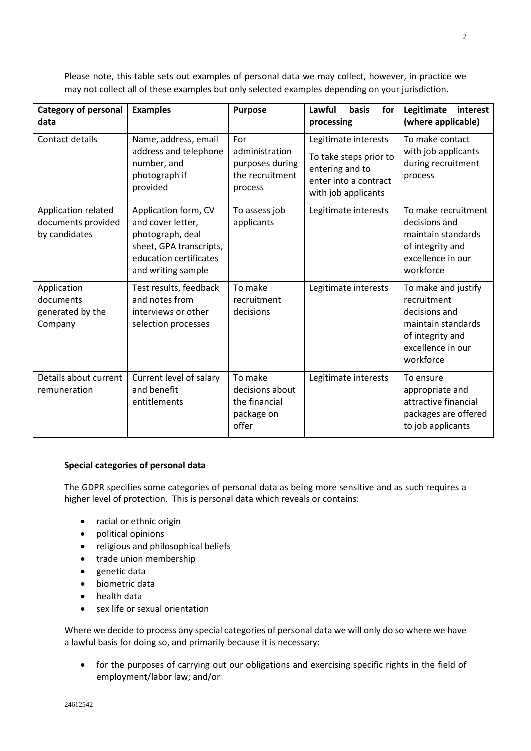Please note, this table sets out examples of personal data we may collect, however, in practice we may not collect all of these examples but only selected examples depending on your jurisdiction.

| Category of personal data | Examples | Purpose | Lawful basis for processing | Legitimate interest (where applicable) |
| --- | --- | --- | --- | --- |
| Contact details | Name, address, email address and telephone number, and photograph if provided | For administration purposes during the recruitment process | Legitimate interests<br>To take steps prior to entering and to enter into a contract with job applicants | To make contact with job applicants during recruitment process |
| Application related documents provided by candidates | Application form, CV and cover letter, photograph, deal sheet, GPA transcripts, education certificates and writing sample | To assess job applicants | Legitimate interests | To make recruitment decisions and maintain standards of integrity and excellence in our workforce |
| Application documents generated by the Company | Test results, feedback and notes from interviews or other selection processes | To make recruitment decisions | Legitimate interests | To make and justify recruitment decisions and maintain standards of integrity and excellence in our workforce |
| Details about current remuneration | Current level of salary and benefit entitlements | To make decisions about the financial package on offer | Legitimate interests | To ensure appropriate and attractive financial packages are offered to job applicants |

**Special categories of personal data**

The GDPR specifies some categories of personal data as being more sensitive and as such requires a higher level of protection. This is personal data which reveals or contains:

- racial or ethnic origin
- political opinions
- religious and philosophical beliefs
- trade union membership
- genetic data
- biometric data
- health data
- sex life or sexual orientation

Where we decide to process any special categories of personal data we will only do so where we have a lawful basis for doing so, and primarily because it is necessary:

- for the purposes of carrying out our obligations and exercising specific rights in the field of employment/labor law; and/or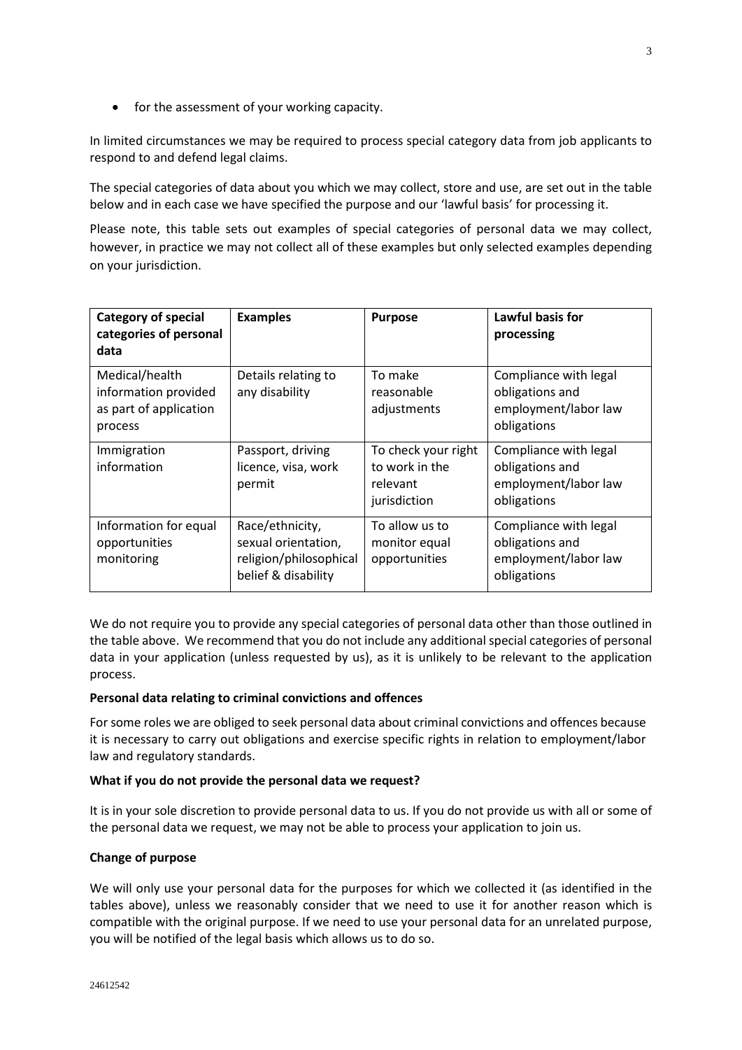- for the assessment of your working capacity.

In limited circumstances we may be required to process special category data from job applicants to respond to and defend legal claims.

The special categories of data about you which we may collect, store and use, are set out in the table below and in each case we have specified the purpose and our 'lawful basis' for processing it.

Please note, this table sets out examples of special categories of personal data we may collect, however, in practice we may not collect all of these examples but only selected examples depending on your jurisdiction.

| Category of special categories of personal data | Examples | Purpose | Lawful basis for processing |
|---|---|---|---|
| Medical/health information provided as part of application process | Details relating to any disability | To make reasonable adjustments | Compliance with legal obligations and employment/labor law obligations |
| Immigration information | Passport, driving licence, visa, work permit | To check your right to work in the relevant jurisdiction | Compliance with legal obligations and employment/labor law obligations |
| Information for equal opportunities monitoring | Race/ethnicity, sexual orientation, religion/philosophical belief & disability | To allow us to monitor equal opportunities | Compliance with legal obligations and employment/labor law obligations |

We do not require you to provide any special categories of personal data other than those outlined in the table above. We recommend that you do not include any additional special categories of personal data in your application (unless requested by us), as it is unlikely to be relevant to the application process.

**Personal data relating to criminal convictions and offences**

For some roles we are obliged to seek personal data about criminal convictions and offences because it is necessary to carry out obligations and exercise specific rights in relation to employment/labor law and regulatory standards.

**What if you do not provide the personal data we request?**

It is in your sole discretion to provide personal data to us. If you do not provide us with all or some of the personal data we request, we may not be able to process your application to join us.

**Change of purpose**

We will only use your personal data for the purposes for which we collected it (as identified in the tables above), unless we reasonably consider that we need to use it for another reason which is compatible with the original purpose. If we need to use your personal data for an unrelated purpose, you will be notified of the legal basis which allows us to do so.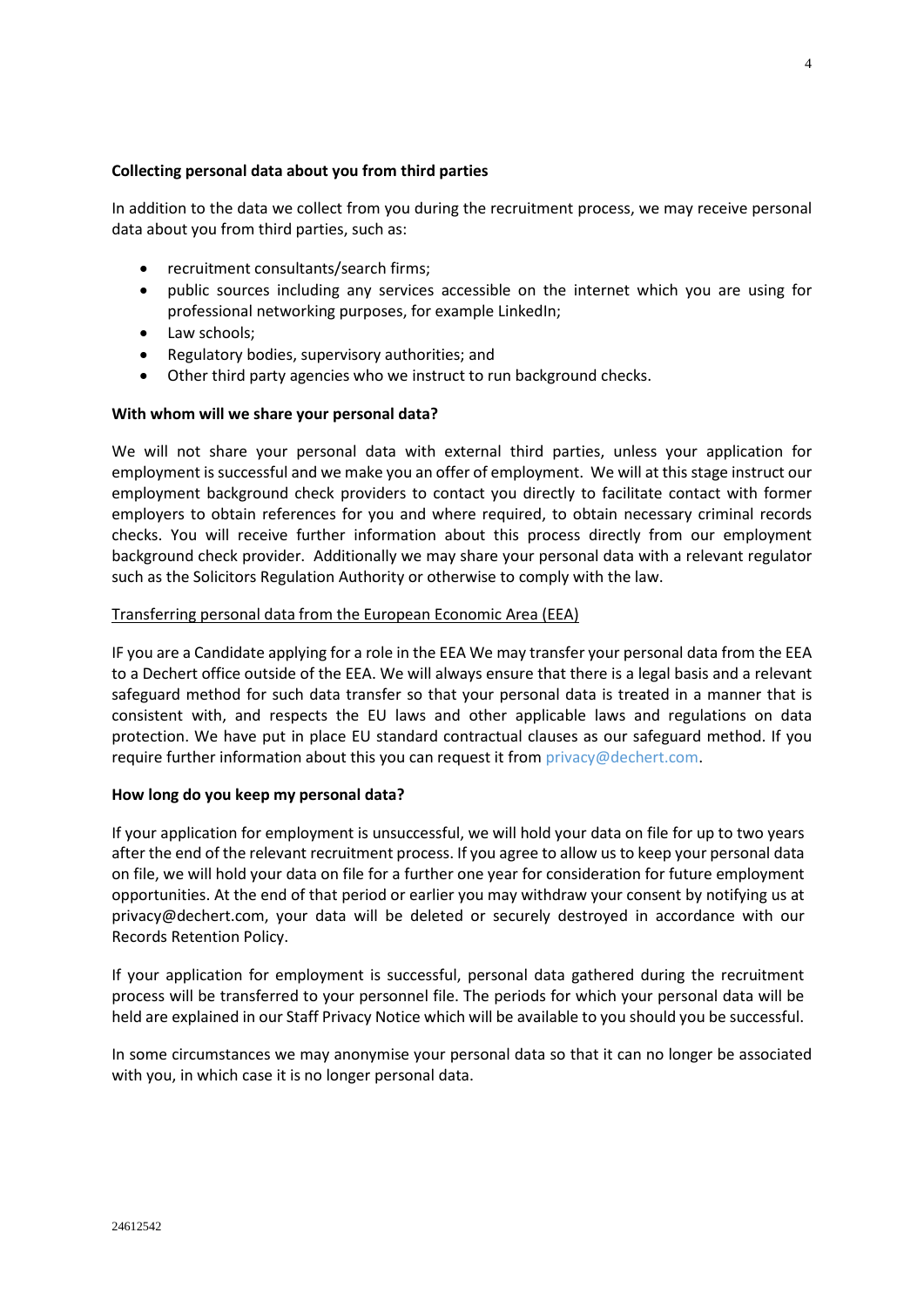**Collecting personal data about you from third parties**

In addition to the data we collect from you during the recruitment process, we may receive personal data about you from third parties, such as:

- recruitment consultants/search firms;
- public sources including any services accessible on the internet which you are using for professional networking purposes, for example LinkedIn;
- Law schools;
- Regulatory bodies, supervisory authorities; and
- Other third party agencies who we instruct to run background checks.

**With whom will we share your personal data?**

We will not share your personal data with external third parties, unless your application for employment is successful and we make you an offer of employment. We will at this stage instruct our employment background check providers to contact you directly to facilitate contact with former employers to obtain references for you and where required, to obtain necessary criminal records checks. You will receive further information about this process directly from our employment background check provider. Additionally we may share your personal data with a relevant regulator such as the Solicitors Regulation Authority or otherwise to comply with the law.

Transferring personal data from the European Economic Area (EEA)

IF you are a Candidate applying for a role in the EEA We may transfer your personal data from the EEA to a Dechert office outside of the EEA. We will always ensure that there is a legal basis and a relevant safeguard method for such data transfer so that your personal data is treated in a manner that is consistent with, and respects the EU laws and other applicable laws and regulations on data protection. We have put in place EU standard contractual clauses as our safeguard method. If you require further information about this you can request it from privacy@dechert.com.

**How long do you keep my personal data?**

If your application for employment is unsuccessful, we will hold your data on file for up to two years after the end of the relevant recruitment process. If you agree to allow us to keep your personal data on file, we will hold your data on file for a further one year for consideration for future employment opportunities. At the end of that period or earlier you may withdraw your consent by notifying us at privacy@dechert.com, your data will be deleted or securely destroyed in accordance with our Records Retention Policy.

If your application for employment is successful, personal data gathered during the recruitment process will be transferred to your personnel file. The periods for which your personal data will be held are explained in our Staff Privacy Notice which will be available to you should you be successful.

In some circumstances we may anonymise your personal data so that it can no longer be associated with you, in which case it is no longer personal data.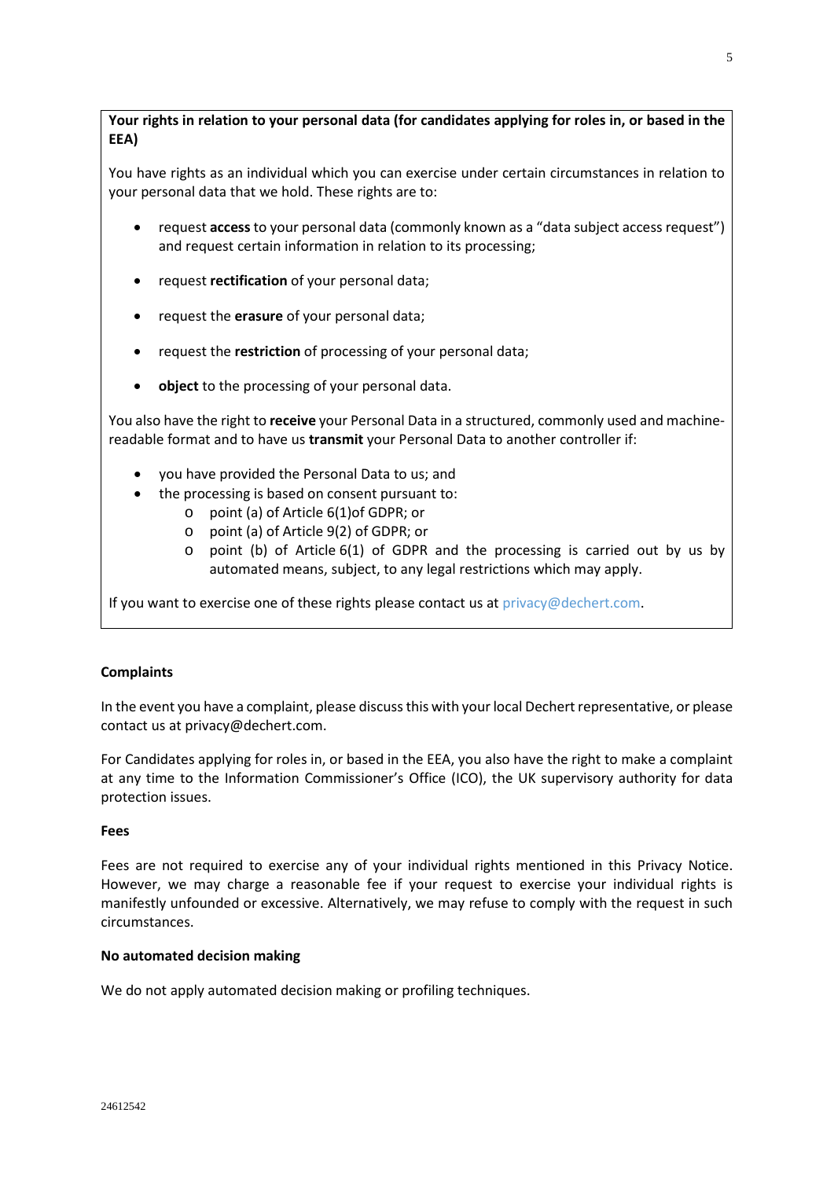**Your rights in relation to your personal data (for candidates applying for roles in, or based in the EEA)**

You have rights as an individual which you can exercise under certain circumstances in relation to your personal data that we hold. These rights are to:

- request **access** to your personal data (commonly known as a "data subject access request") and request certain information in relation to its processing;
- request **rectification** of your personal data;
- request the **erasure** of your personal data;
- request the **restriction** of processing of your personal data;
- **object** to the processing of your personal data.

You also have the right to **receive** your Personal Data in a structured, commonly used and machine-readable format and to have us **transmit** your Personal Data to another controller if:

- you have provided the Personal Data to us; and
- the processing is based on consent pursuant to:
  - point (a) of Article 6(1)of GDPR; or
  - point (a) of Article 9(2) of GDPR; or
  - point (b) of Article 6(1) of GDPR and the processing is carried out by us by automated means, subject, to any legal restrictions which may apply.

If you want to exercise one of these rights please contact us at privacy@dechert.com.

**Complaints**

In the event you have a complaint, please discuss this with your local Dechert representative, or please contact us at privacy@dechert.com.

For Candidates applying for roles in, or based in the EEA, you also have the right to make a complaint at any time to the Information Commissioner's Office (ICO), the UK supervisory authority for data protection issues.

**Fees**

Fees are not required to exercise any of your individual rights mentioned in this Privacy Notice. However, we may charge a reasonable fee if your request to exercise your individual rights is manifestly unfounded or excessive. Alternatively, we may refuse to comply with the request in such circumstances.

**No automated decision making**

We do not apply automated decision making or profiling techniques.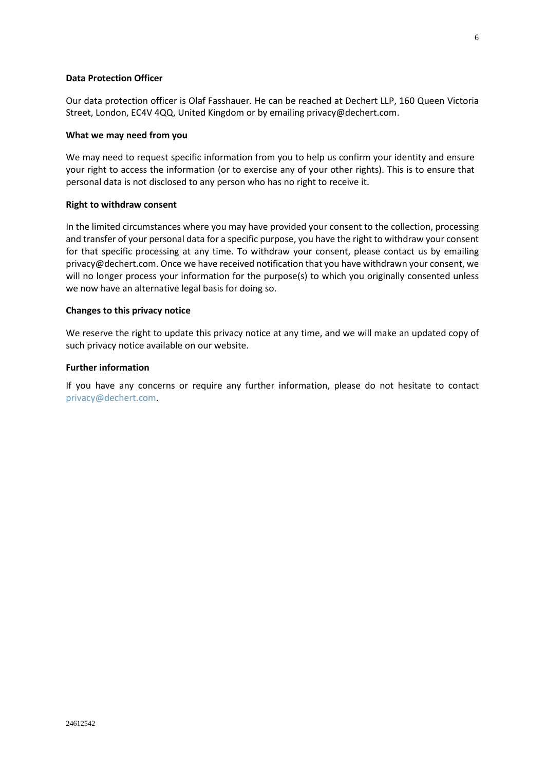**Data Protection Officer**

Our data protection officer is Olaf Fasshauer. He can be reached at Dechert LLP, 160 Queen Victoria Street, London, EC4V 4QQ, United Kingdom or by emailing privacy@dechert.com.

**What we may need from you**

We may need to request specific information from you to help us confirm your identity and ensure your right to access the information (or to exercise any of your other rights). This is to ensure that personal data is not disclosed to any person who has no right to receive it.

**Right to withdraw consent**

In the limited circumstances where you may have provided your consent to the collection, processing and transfer of your personal data for a specific purpose, you have the right to withdraw your consent for that specific processing at any time. To withdraw your consent, please contact us by emailing privacy@dechert.com. Once we have received notification that you have withdrawn your consent, we will no longer process your information for the purpose(s) to which you originally consented unless we now have an alternative legal basis for doing so.

**Changes to this privacy notice**

We reserve the right to update this privacy notice at any time, and we will make an updated copy of such privacy notice available on our website.

**Further information**

If you have any concerns or require any further information, please do not hesitate to contact privacy@dechert.com.

24612542